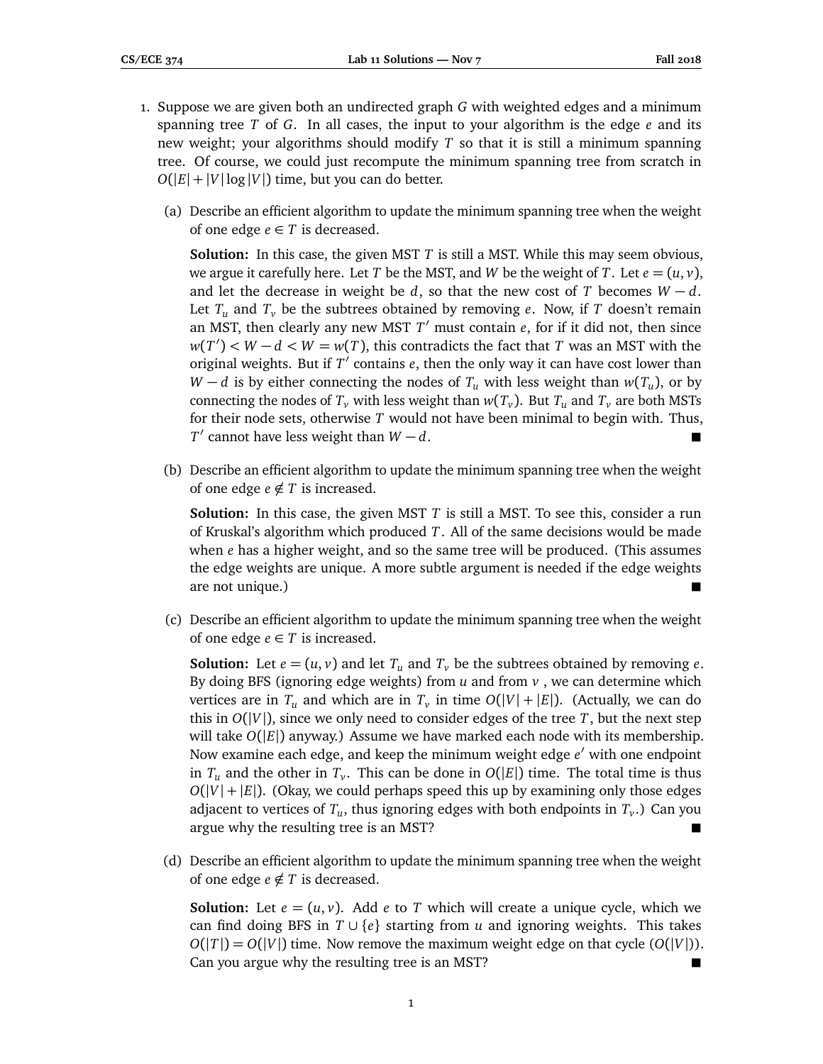1. Suppose we are given both an undirected graph $G$ with weighted edges and a minimum spanning tree $T$ of $G$. In all cases, the input to your algorithm is the edge $e$ and its new weight; your algorithms should modify $T$ so that it is still a minimum spanning tree. Of course, we could just recompute the minimum spanning tree from scratch in $O(|E| + |V|\log|V|)$ time, but you can do better.

   (a) Describe an efficient algorithm to update the minimum spanning tree when the weight of one edge $e \in T$ is decreased.

   **Solution:** In this case, the given MST $T$ is still a MST. While this may seem obvious, we argue it carefully here. Let $T$ be the MST, and $W$ be the weight of $T$. Let $e = (u, v)$, and let the decrease in weight be $d$, so that the new cost of $T$ becomes $W - d$. Let $T_u$ and $T_v$ be the subtrees obtained by removing $e$. Now, if $T$ doesn't remain an MST, then clearly any new MST $T'$ must contain $e$, for if it did not, then since $w(T') < W - d < W = w(T)$, this contradicts the fact that $T$ was an MST with the original weights. But if $T'$ contains $e$, then the only way it can have cost lower than $W - d$ is by either connecting the nodes of $T_u$ with less weight than $w(T_u)$, or by connecting the nodes of $T_v$ with less weight than $w(T_v)$. But $T_u$ and $T_v$ are both MSTs for their node sets, otherwise $T$ would not have been minimal to begin with. Thus, $T'$ cannot have less weight than $W - d$. ■

   (b) Describe an efficient algorithm to update the minimum spanning tree when the weight of one edge $e \notin T$ is increased.

   **Solution:** In this case, the given MST $T$ is still a MST. To see this, consider a run of Kruskal's algorithm which produced $T$. All of the same decisions would be made when $e$ has a higher weight, and so the same tree will be produced. (This assumes the edge weights are unique. A more subtle argument is needed if the edge weights are not unique.) ■

   (c) Describe an efficient algorithm to update the minimum spanning tree when the weight of one edge $e \in T$ is increased.

   **Solution:** Let $e = (u, v)$ and let $T_u$ and $T_v$ be the subtrees obtained by removing $e$. By doing BFS (ignoring edge weights) from $u$ and from $v$ , we can determine which vertices are in $T_u$ and which are in $T_v$ in time $O(|V| + |E|)$. (Actually, we can do this in $O(|V|)$, since we only need to consider edges of the tree $T$, but the next step will take $O(|E|)$ anyway.) Assume we have marked each node with its membership. Now examine each edge, and keep the minimum weight edge $e'$ with one endpoint in $T_u$ and the other in $T_v$. This can be done in $O(|E|)$ time. The total time is thus $O(|V| + |E|)$. (Okay, we could perhaps speed this up by examining only those edges adjacent to vertices of $T_u$, thus ignoring edges with both endpoints in $T_v$.) Can you argue why the resulting tree is an MST? ■

   (d) Describe an efficient algorithm to update the minimum spanning tree when the weight of one edge $e \notin T$ is decreased.

   **Solution:** Let $e = (u, v)$. Add $e$ to $T$ which will create a unique cycle, which we can find doing BFS in $T \cup \{e\}$ starting from $u$ and ignoring weights. This takes $O(|T|) = O(|V|)$ time. Now remove the maximum weight edge on that cycle ($O(|V|)$). Can you argue why the resulting tree is an MST? ■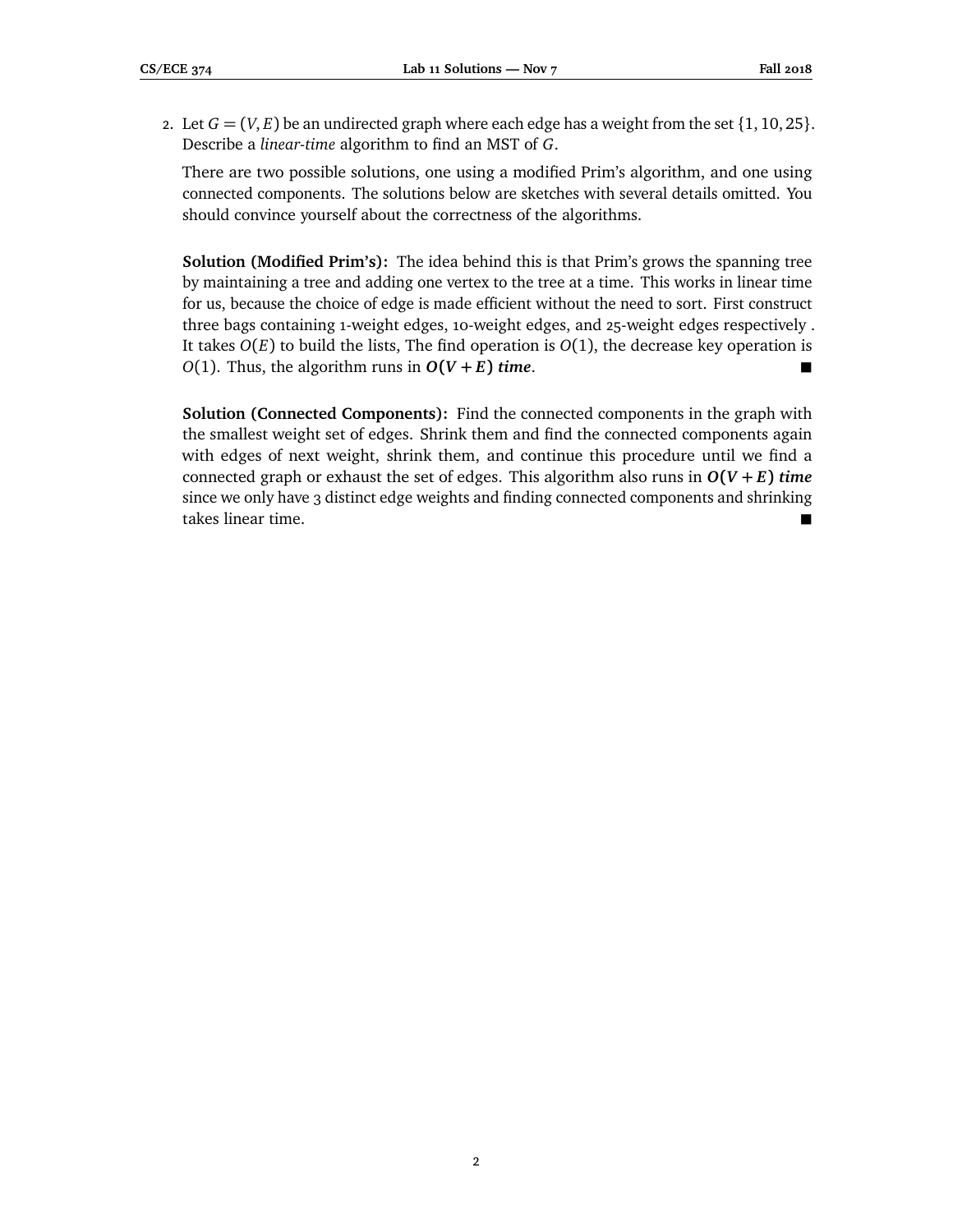2. Let $G = (V, E)$ be an undirected graph where each edge has a weight from the set $\{1, 10, 25\}$. Describe a *linear-time* algorithm to find an MST of $G$.

   There are two possible solutions, one using a modified Prim's algorithm, and one using connected components. The solutions below are sketches with several details omitted. You should convince yourself about the correctness of the algorithms.

   **Solution (Modified Prim's):** The idea behind this is that Prim's grows the spanning tree by maintaining a tree and adding one vertex to the tree at a time. This works in linear time for us, because the choice of edge is made efficient without the need to sort. First construct three bags containing 1-weight edges, 10-weight edges, and 25-weight edges respectively . It takes $O(E)$ to build the lists, The find operation is $O(1)$, the decrease key operation is $O(1)$. Thus, the algorithm runs in $\boldsymbol{O(V+E)}$ ***time***. ■

   **Solution (Connected Components):** Find the connected components in the graph with the smallest weight set of edges. Shrink them and find the connected components again with edges of next weight, shrink them, and continue this procedure until we find a connected graph or exhaust the set of edges. This algorithm also runs in $\boldsymbol{O(V+E)}$ ***time*** since we only have 3 distinct edge weights and finding connected components and shrinking takes linear time. ■